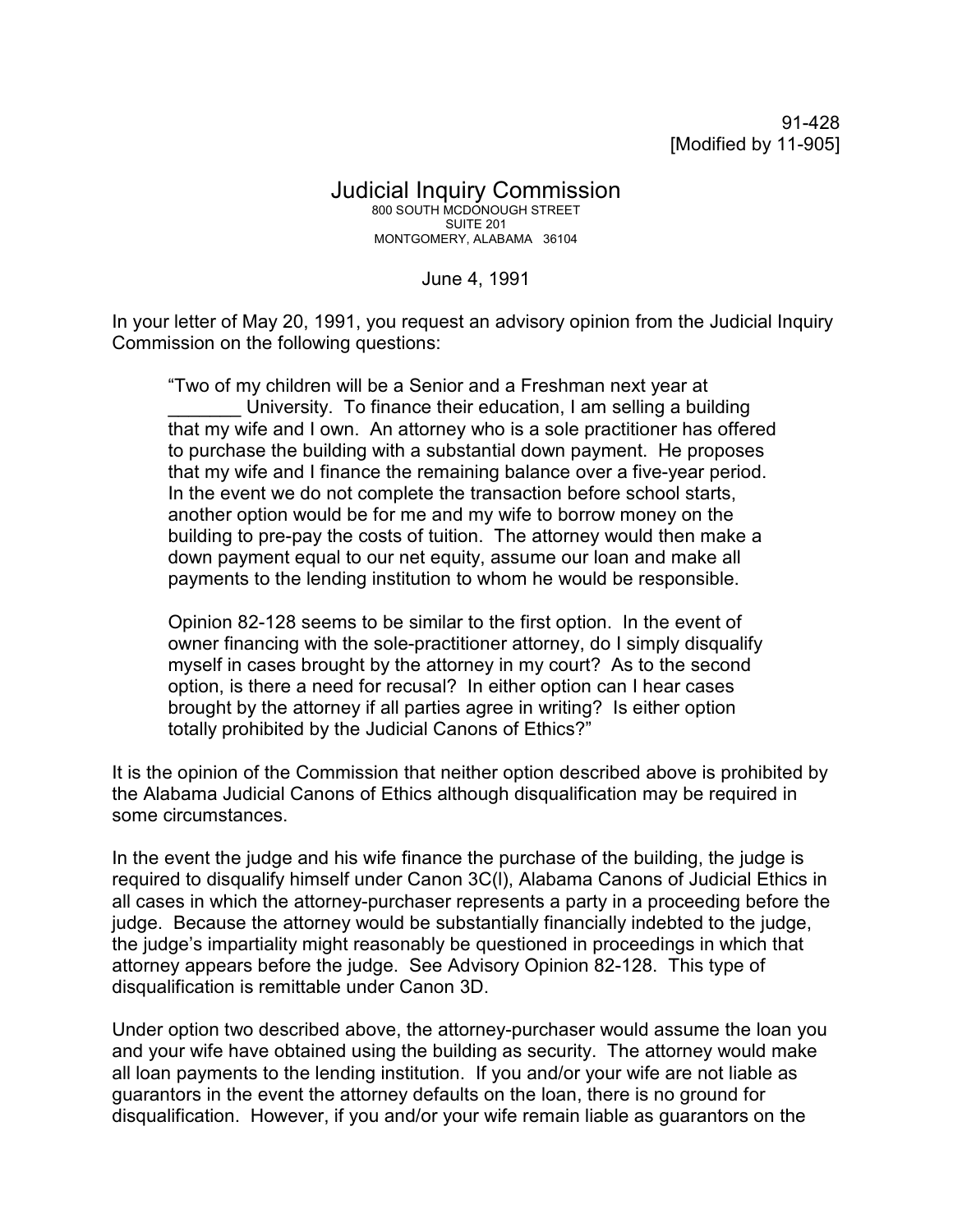91-428
[Modified by 11-905]

# Judicial Inquiry Commission

800 SOUTH MCDONOUGH STREET
SUITE 201
MONTGOMERY, ALABAMA 36104

June 4, 1991

In your letter of May 20, 1991, you request an advisory opinion from the Judicial Inquiry Commission on the following questions:

> "Two of my children will be a Senior and a Freshman next year at _______ University. To finance their education, I am selling a building that my wife and I own. An attorney who is a sole practitioner has offered to purchase the building with a substantial down payment. He proposes that my wife and I finance the remaining balance over a five-year period. In the event we do not complete the transaction before school starts, another option would be for me and my wife to borrow money on the building to pre-pay the costs of tuition. The attorney would then make a down payment equal to our net equity, assume our loan and make all payments to the lending institution to whom he would be responsible.
>
> Opinion 82-128 seems to be similar to the first option. In the event of owner financing with the sole-practitioner attorney, do I simply disqualify myself in cases brought by the attorney in my court? As to the second option, is there a need for recusal? In either option can I hear cases brought by the attorney if all parties agree in writing? Is either option totally prohibited by the Judicial Canons of Ethics?"

It is the opinion of the Commission that neither option described above is prohibited by the Alabama Judicial Canons of Ethics although disqualification may be required in some circumstances.

In the event the judge and his wife finance the purchase of the building, the judge is required to disqualify himself under Canon 3C(l), Alabama Canons of Judicial Ethics in all cases in which the attorney-purchaser represents a party in a proceeding before the judge. Because the attorney would be substantially financially indebted to the judge, the judge's impartiality might reasonably be questioned in proceedings in which that attorney appears before the judge. See Advisory Opinion 82-128. This type of disqualification is remittable under Canon 3D.

Under option two described above, the attorney-purchaser would assume the loan you and your wife have obtained using the building as security. The attorney would make all loan payments to the lending institution. If you and/or your wife are not liable as guarantors in the event the attorney defaults on the loan, there is no ground for disqualification. However, if you and/or your wife remain liable as guarantors on the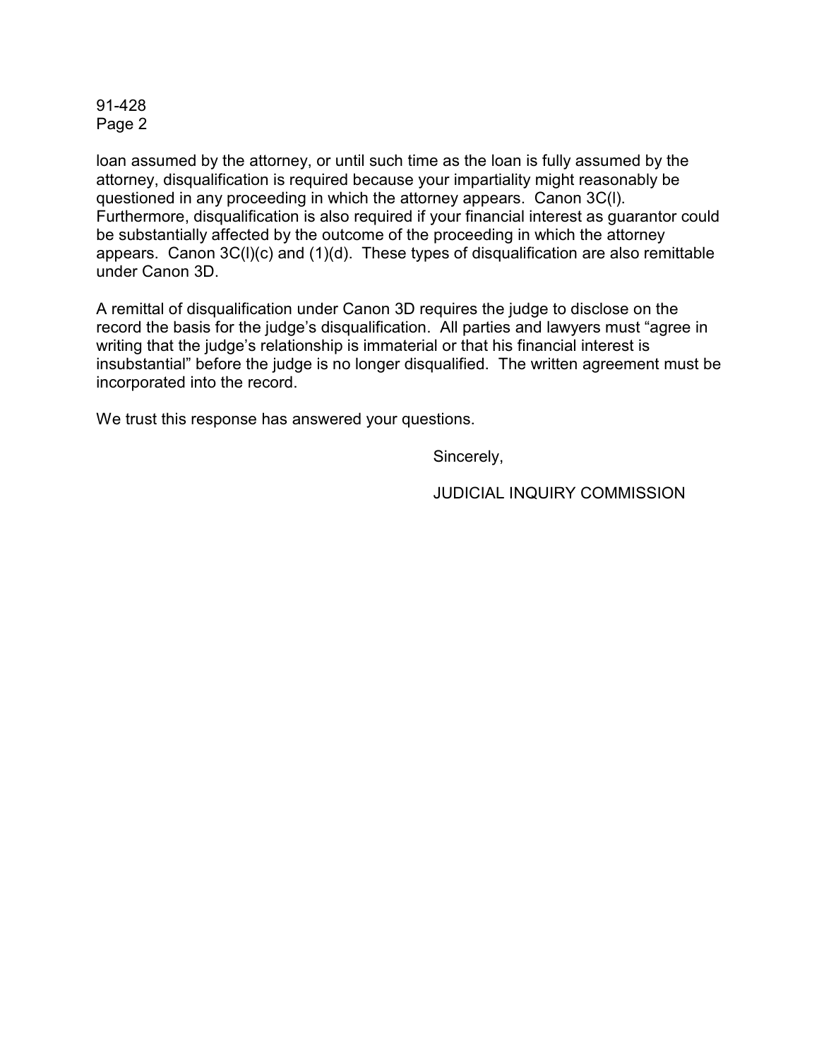loan assumed by the attorney, or until such time as the loan is fully assumed by the attorney, disqualification is required because your impartiality might reasonably be questioned in any proceeding in which the attorney appears. Canon 3C(l). Furthermore, disqualification is also required if your financial interest as guarantor could be substantially affected by the outcome of the proceeding in which the attorney appears. Canon 3C(l)(c) and (1)(d). These types of disqualification are also remittable under Canon 3D.

A remittal of disqualification under Canon 3D requires the judge to disclose on the record the basis for the judge's disqualification. All parties and lawyers must "agree in writing that the judge's relationship is immaterial or that his financial interest is insubstantial" before the judge is no longer disqualified. The written agreement must be incorporated into the record.

We trust this response has answered your questions.

Sincerely,

JUDICIAL INQUIRY COMMISSION